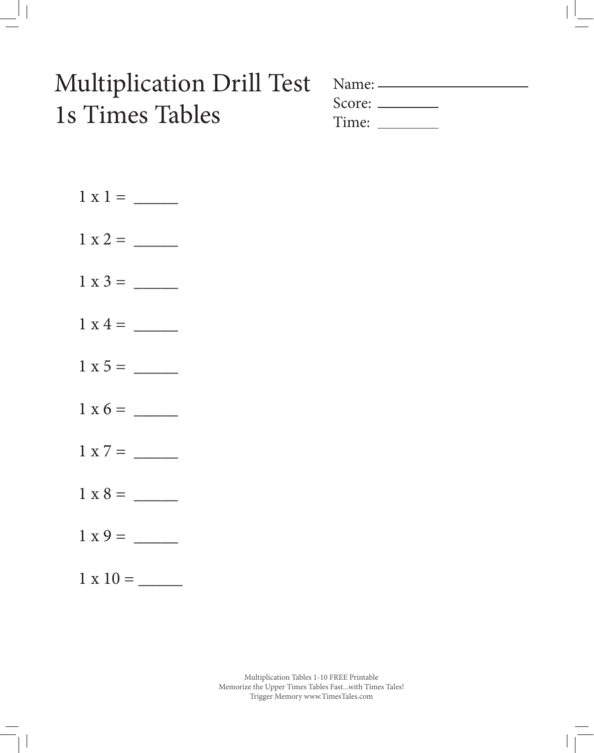# Multiplication Drill Test
# 1s Times Tables

Name: ____________________

Score: ________

Time: ________

1 x 1 = _____

1 x 2 = _____

1 x 3 = _____

1 x 4 = _____

1 x 5 = _____

1 x 6 = _____

1 x 7 = _____

1 x 8 = _____

1 x 9 = _____

1 x 10 = _____

Multiplication Tables 1-10 FREE Printable
Memorize the Upper Times Tables Fast...with Times Tales!
Trigger Memory www.TimesTales.com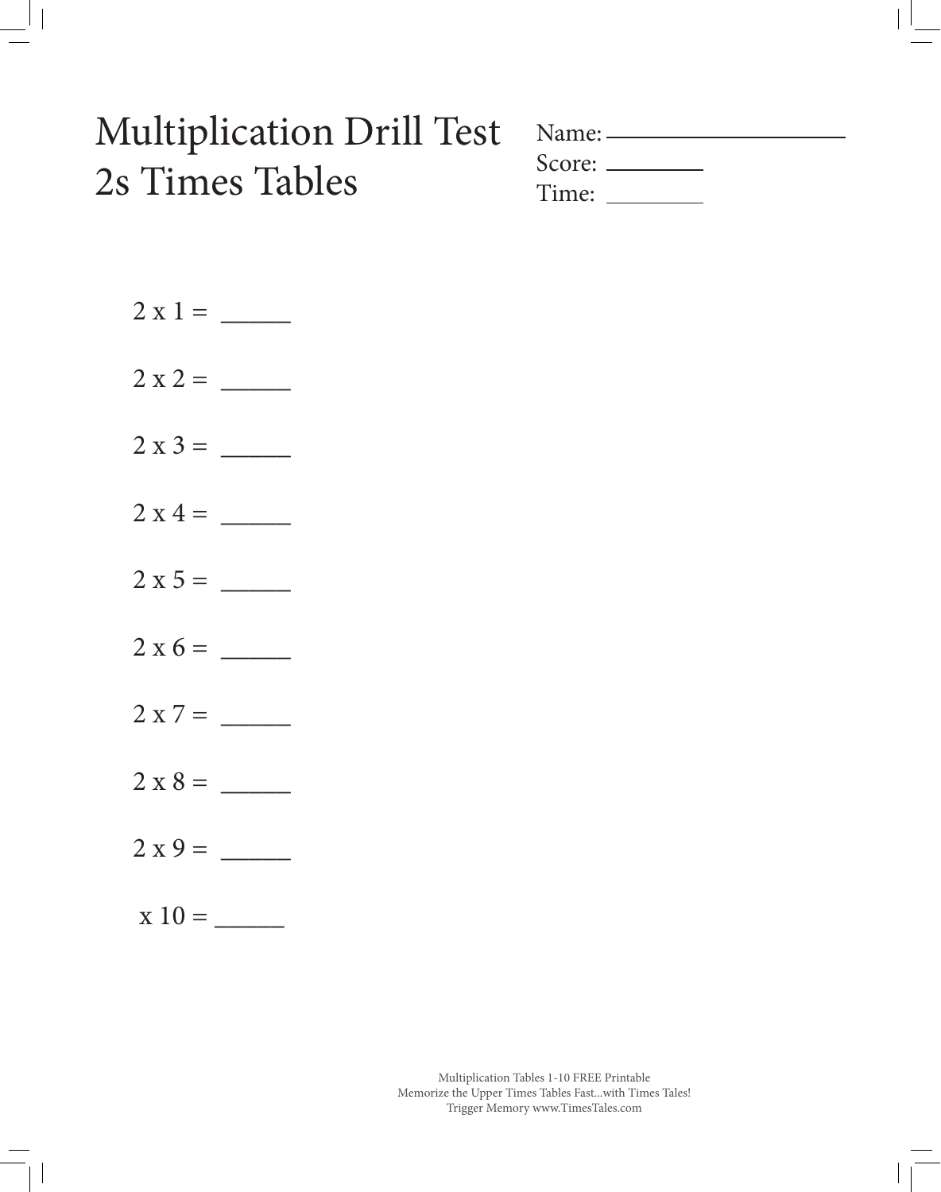# Multiplication Drill Test
# 2s Times Tables

Name: ____________________

Score: ________

Time: ________

2 x 1 = _____

2 x 2 = _____

2 x 3 = _____

2 x 4 = _____

2 x 5 = _____

2 x 6 = _____

2 x 7 = _____

2 x 8 = _____

2 x 9 = _____

x 10 = _____

Multiplication Tables 1-10 FREE Printable
Memorize the Upper Times Tables Fast...with Times Tales!
Trigger Memory www.TimesTales.com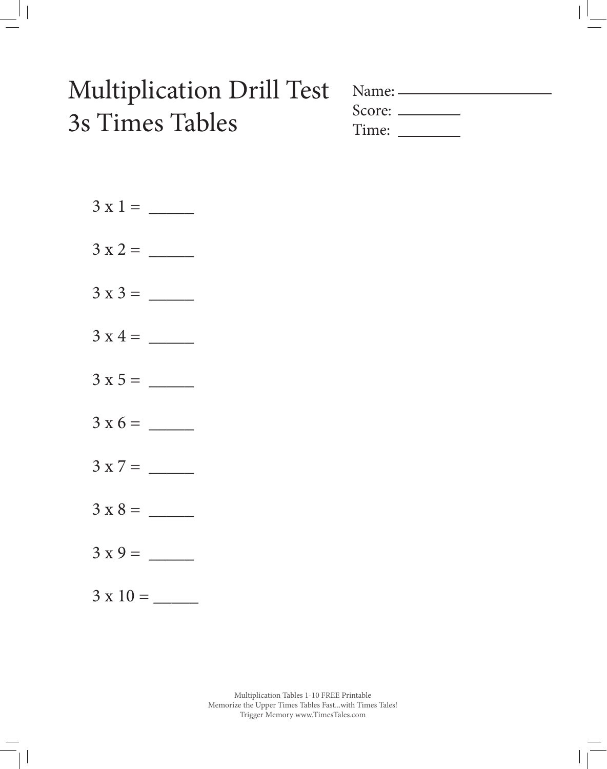# Multiplication Drill Test
# 3s Times Tables

Name: ____________________

Score: ________

Time: ________

3 x 1 = _____

3 x 2 = _____

3 x 3 = _____

3 x 4 = _____

3 x 5 = _____

3 x 6 = _____

3 x 7 = _____

3 x 8 = _____

3 x 9 = _____

3 x 10 = _____

Multiplication Tables 1-10 FREE Printable
Memorize the Upper Times Tables Fast...with Times Tales!
Trigger Memory www.TimesTales.com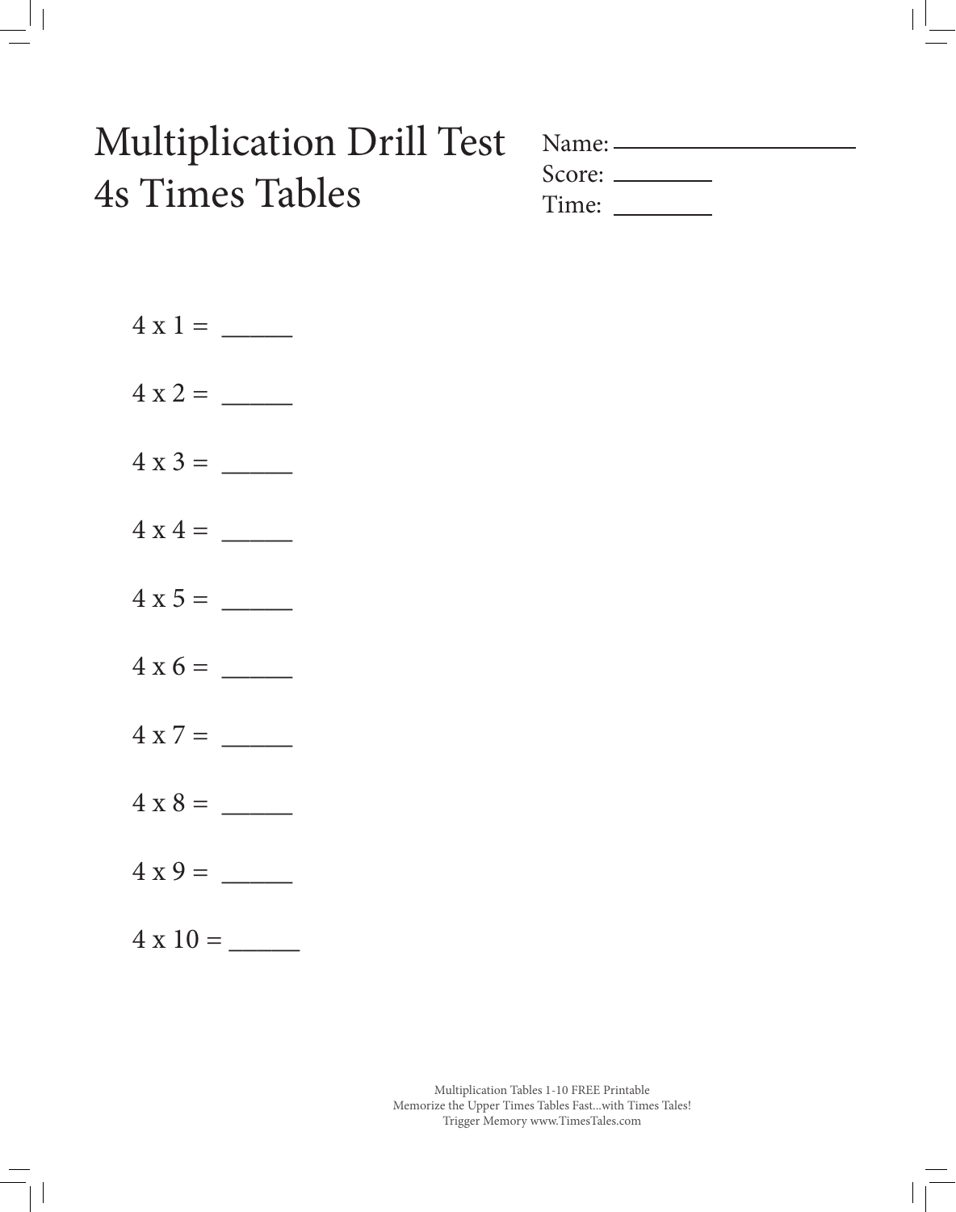# Multiplication Drill Test
# 4s Times Tables

Name: ____________________

Score: ________

Time: ________

4 x 1 = _____

4 x 2 = _____

4 x 3 = _____

4 x 4 = _____

4 x 5 = _____

4 x 6 = _____

4 x 7 = _____

4 x 8 = _____

4 x 9 = _____

4 x 10 = _____

Multiplication Tables 1-10 FREE Printable
Memorize the Upper Times Tables Fast...with Times Tales!
Trigger Memory www.TimesTales.com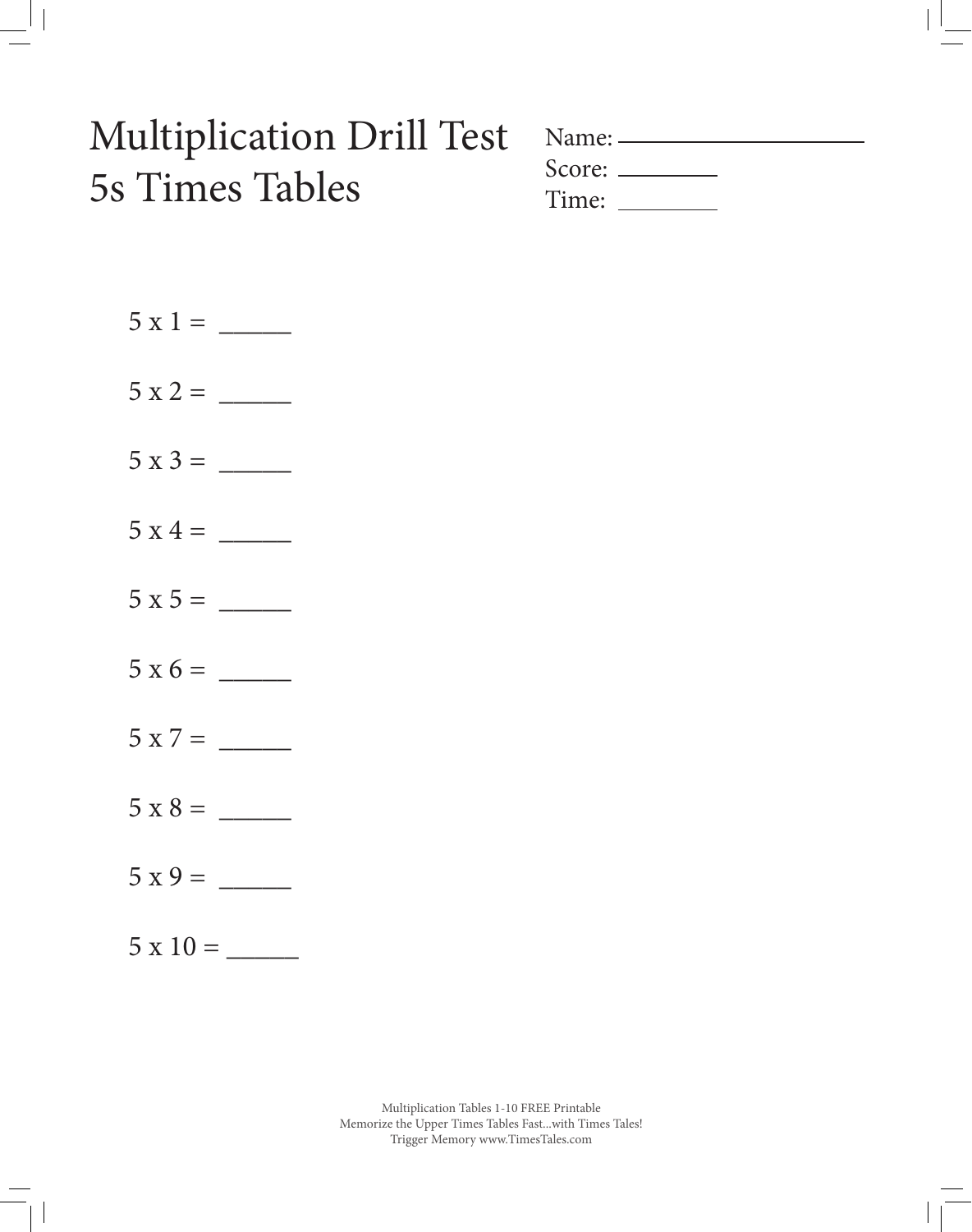# Multiplication Drill Test
# 5s Times Tables

Name: ____________________
Score: ________
Time: ________

5 x 1 = _____

5 x 2 = _____

5 x 3 = _____

5 x 4 = _____

5 x 5 = _____

5 x 6 = _____

5 x 7 = _____

5 x 8 = _____

5 x 9 = _____

5 x 10 = _____

Multiplication Tables 1-10 FREE Printable
Memorize the Upper Times Tables Fast...with Times Tales!
Trigger Memory www.TimesTales.com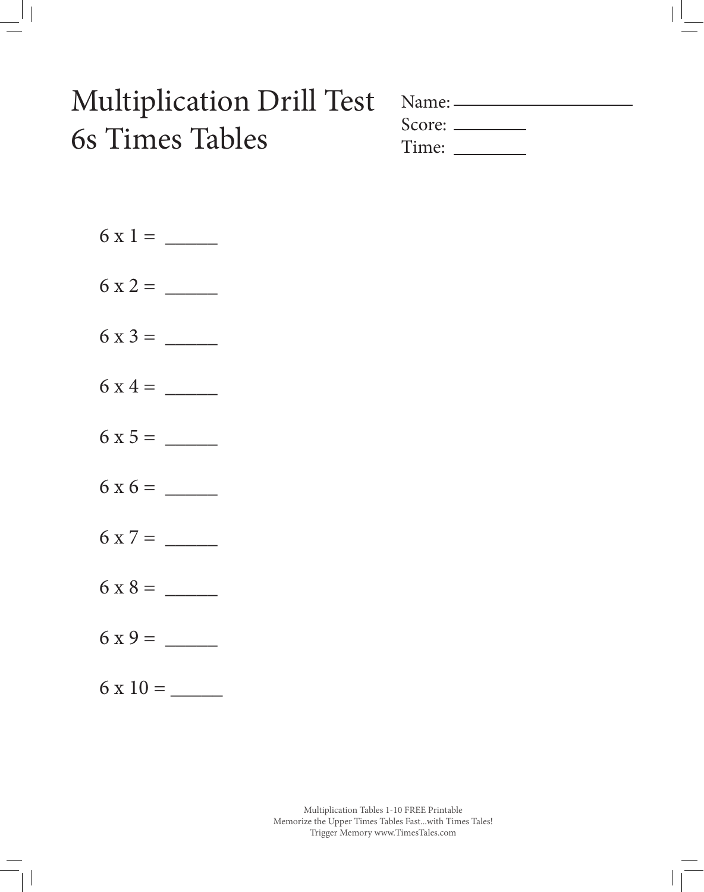# Multiplication Drill Test
# 6s Times Tables

Name: ____________________

Score: ________

Time: ________

6 x 1 = _____

6 x 2 = _____

6 x 3 = _____

6 x 4 = _____

6 x 5 = _____

6 x 6 = _____

6 x 7 = _____

6 x 8 = _____

6 x 9 = _____

6 x 10 = _____

Multiplication Tables 1-10 FREE Printable
Memorize the Upper Times Tables Fast...with Times Tales!
Trigger Memory www.TimesTales.com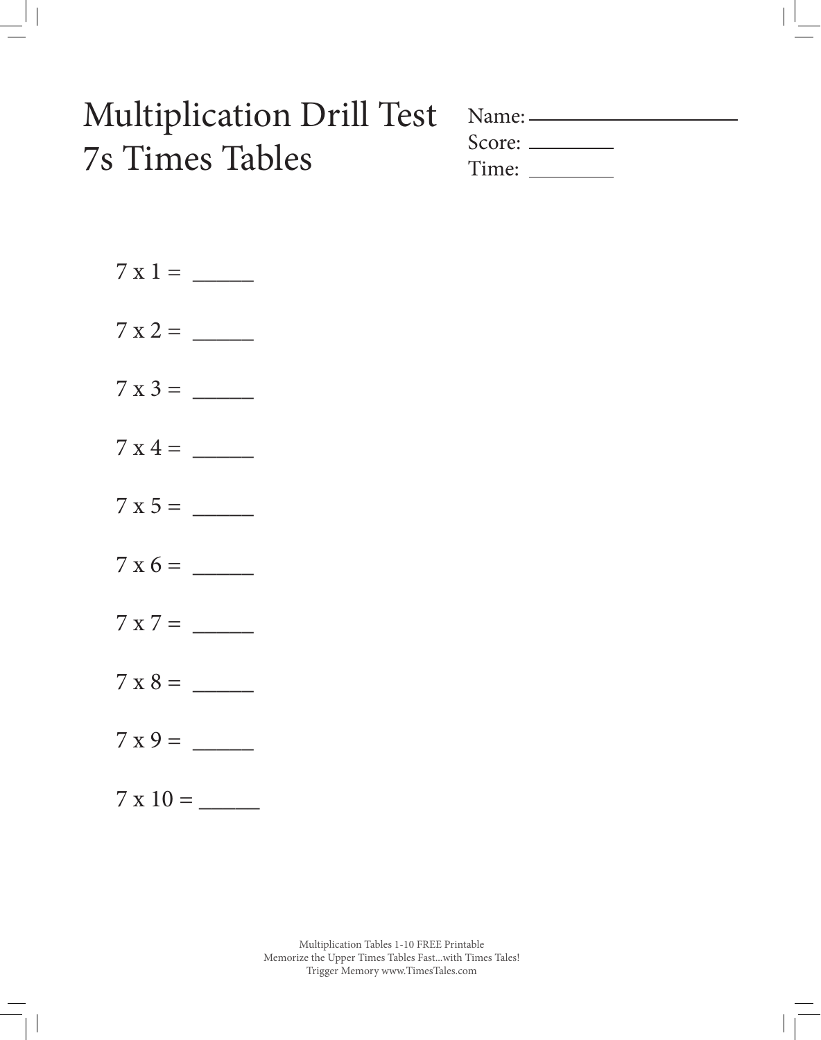# Multiplication Drill Test
# 7s Times Tables

Name: ______________________

Score: ________

Time: ________

7 x 1 = _____

7 x 2 = _____

7 x 3 = _____

7 x 4 = _____

7 x 5 = _____

7 x 6 = _____

7 x 7 = _____

7 x 8 = _____

7 x 9 = _____

7 x 10 = _____

Multiplication Tables 1-10 FREE Printable
Memorize the Upper Times Tables Fast...with Times Tales!
Trigger Memory www.TimesTales.com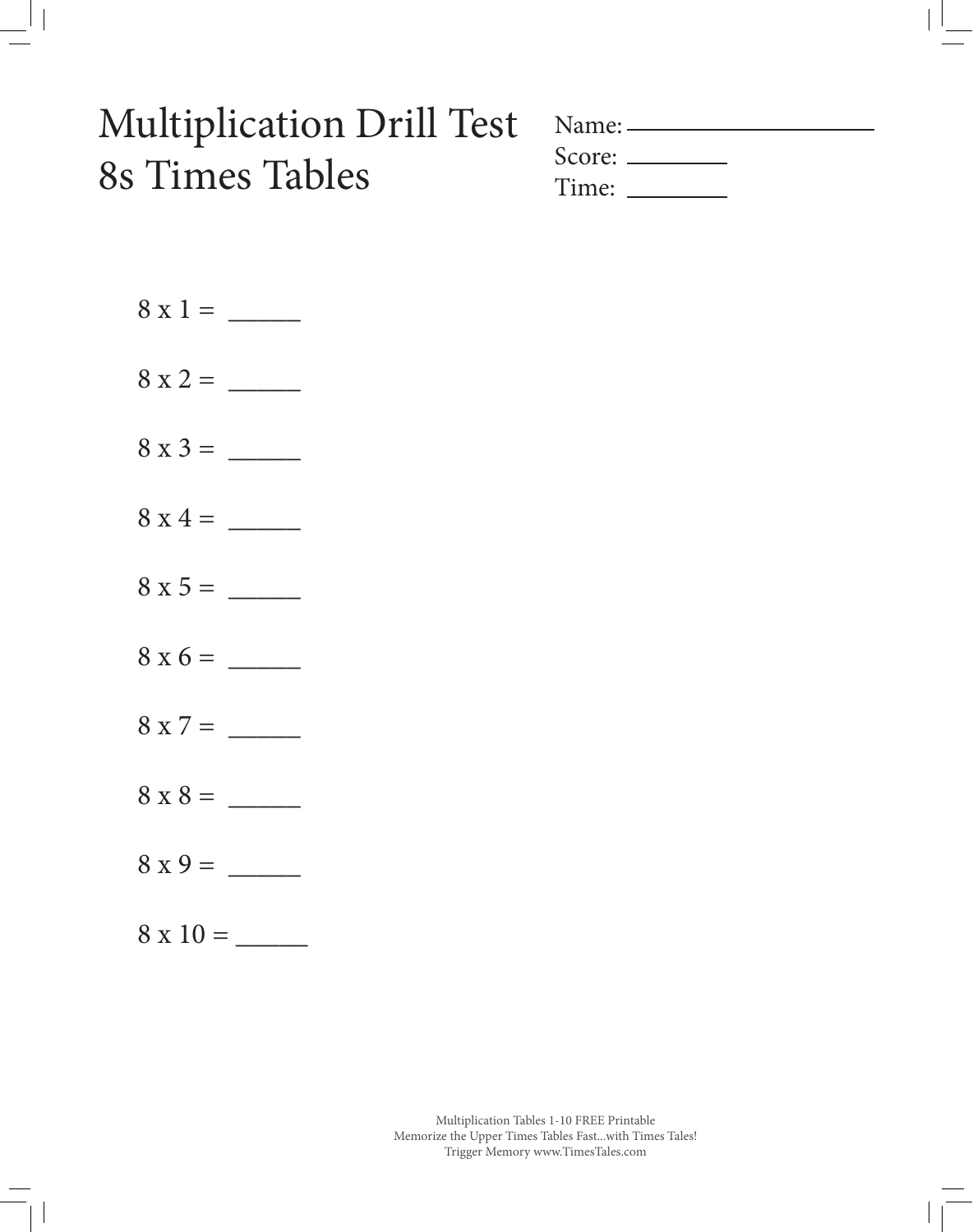# Multiplication Drill Test
# 8s Times Tables

Name: ____________________

Score: ________

Time: ________

8 x 1 = _____

8 x 2 = _____

8 x 3 = _____

8 x 4 = _____

8 x 5 = _____

8 x 6 = _____

8 x 7 = _____

8 x 8 = _____

8 x 9 = _____

8 x 10 = _____

Multiplication Tables 1-10 FREE Printable
Memorize the Upper Times Tables Fast...with Times Tales!
Trigger Memory www.TimesTales.com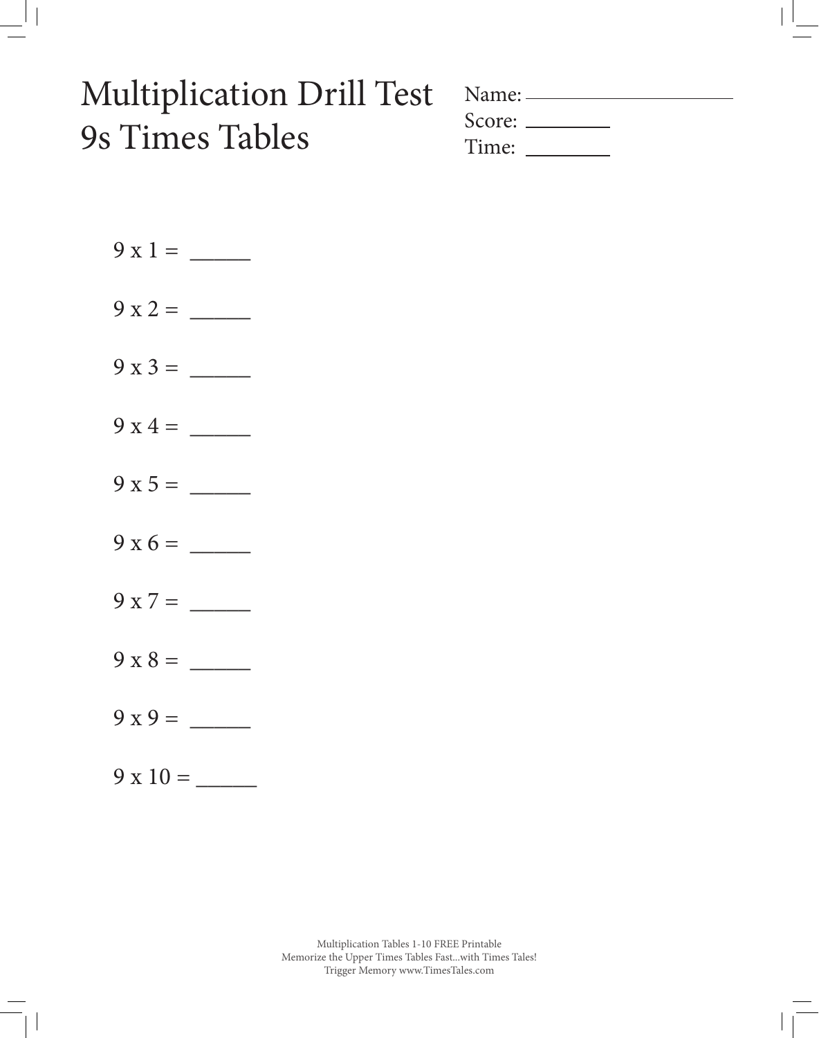# Multiplication Drill Test
# 9s Times Tables

Name: ____________________

Score: ________

Time: ________

9 x 1 = _____

9 x 2 = _____

9 x 3 = _____

9 x 4 = _____

9 x 5 = _____

9 x 6 = _____

9 x 7 = _____

9 x 8 = _____

9 x 9 = _____

9 x 10 = _____

Multiplication Tables 1-10 FREE Printable
Memorize the Upper Times Tables Fast...with Times Tales!
Trigger Memory www.TimesTales.com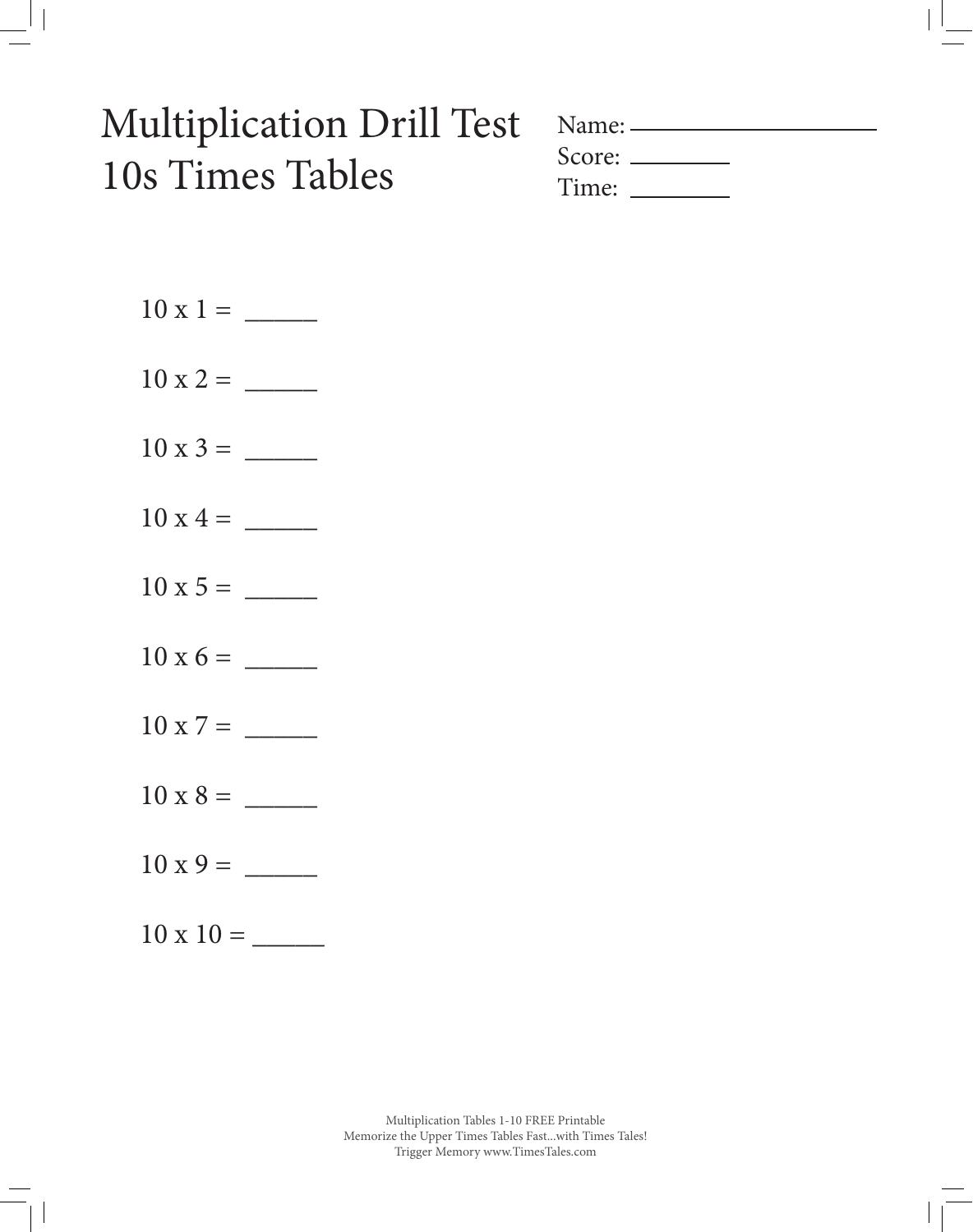# Multiplication Drill Test
# 10s Times Tables

Name: ____________________
Score: ________
Time: ________

10 x 1 = _____

10 x 2 = _____

10 x 3 = _____

10 x 4 = _____

10 x 5 = _____

10 x 6 = _____

10 x 7 = _____

10 x 8 = _____

10 x 9 = _____

10 x 10 = _____

Multiplication Tables 1-10 FREE Printable
Memorize the Upper Times Tables Fast...with Times Tales!
Trigger Memory www.TimesTales.com